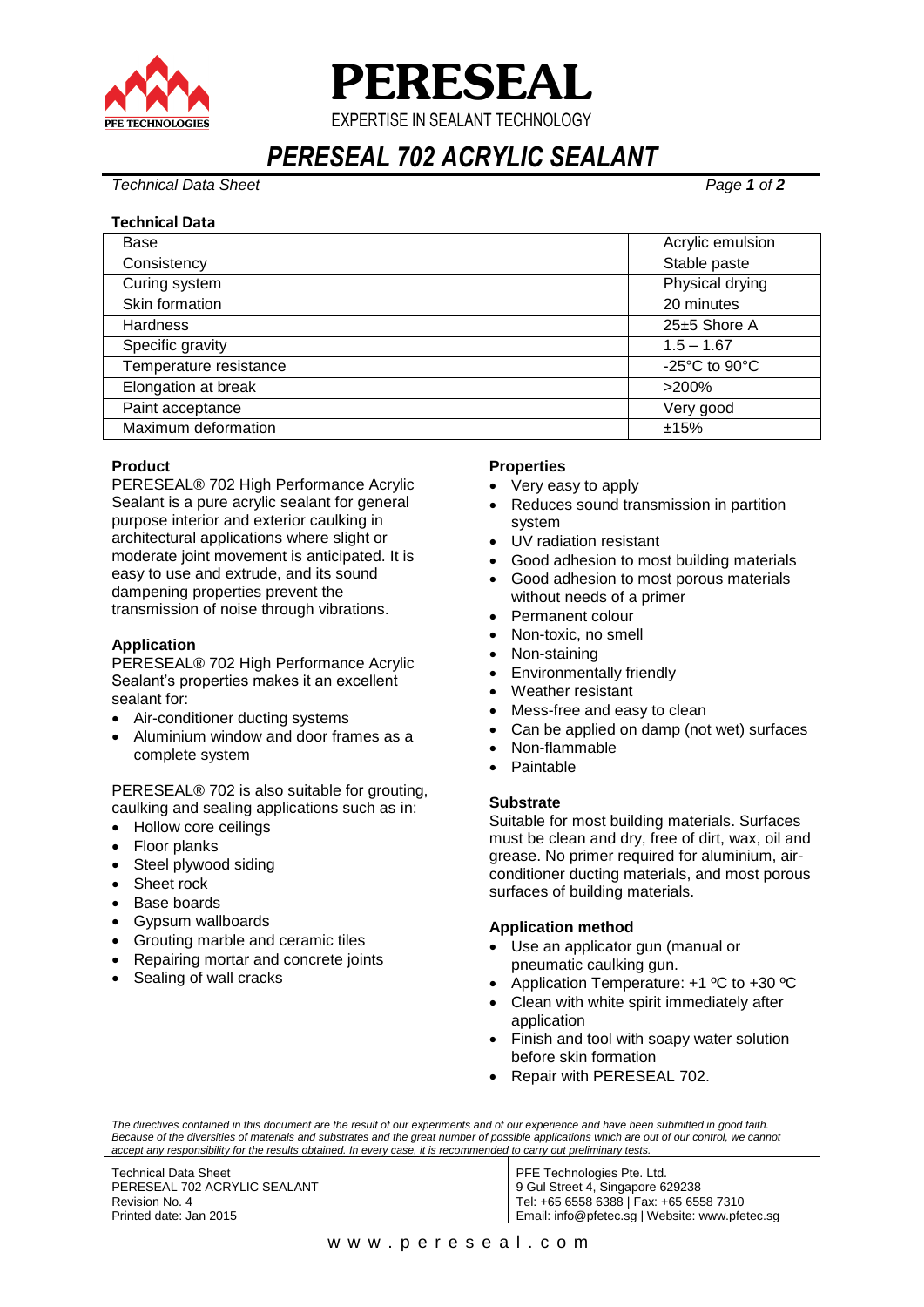# PERESEAL

EXPERTISE IN SEALANT TECHNOLOGY

# *PERESEAL 702 ACRYLIC SEALANT*

*Technical Data Sheet*

**Technical Data**

| | |
|---|---|
| Base | Acrylic emulsion |
| Consistency | Stable paste |
| Curing system | Physical drying |
| Skin formation | 20 minutes |
| Hardness | 25±5 Shore A |
| Specific gravity | 1.5 – 1.67 |
| Temperature resistance | -25°C to 90°C |
| Elongation at break | >200% |
| Paint acceptance | Very good |
| Maximum deformation | ±15% |

**Product**

PERESEAL® 702 High Performance Acrylic Sealant is a pure acrylic sealant for general purpose interior and exterior caulking in architectural applications where slight or moderate joint movement is anticipated. It is easy to use and extrude, and its sound dampening properties prevent the transmission of noise through vibrations.

**Application**

PERESEAL® 702 High Performance Acrylic Sealant's properties makes it an excellent sealant for:

- Air-conditioner ducting systems
- Aluminium window and door frames as a complete system

PERESEAL® 702 is also suitable for grouting, caulking and sealing applications such as in:

- Hollow core ceilings
- Floor planks
- Steel plywood siding
- Sheet rock
- Base boards
- Gypsum wallboards
- Grouting marble and ceramic tiles
- Repairing mortar and concrete joints
- Sealing of wall cracks

**Properties**

- Very easy to apply
- Reduces sound transmission in partition system
- UV radiation resistant
- Good adhesion to most building materials
- Good adhesion to most porous materials without needs of a primer
- Permanent colour
- Non-toxic, no smell
- Non-staining
- Environmentally friendly
- Weather resistant
- Mess-free and easy to clean
- Can be applied on damp (not wet) surfaces
- Non-flammable
- Paintable

**Substrate**

Suitable for most building materials. Surfaces must be clean and dry, free of dirt, wax, oil and grease. No primer required for aluminium, air-conditioner ducting materials, and most porous surfaces of building materials.

**Application method**

- Use an applicator gun (manual or pneumatic caulking gun.
- Application Temperature: +1 ºC to +30 ºC
- Clean with white spirit immediately after application
- Finish and tool with soapy water solution before skin formation
- Repair with PERESEAL 702.

*The directives contained in this document are the result of our experiments and of our experience and have been submitted in good faith. Because of the diversities of materials and substrates and the great number of possible applications which are out of our control, we cannot accept any responsibility for the results obtained. In every case, it is recommended to carry out preliminary tests.*

Technical Data Sheet
PERESEAL 702 ACRYLIC SEALANT
Revision No. 4
Printed date: Jan 2015

PFE Technologies Pte. Ltd.
9 Gul Street 4, Singapore 629238
Tel: +65 6558 6388 | Fax: +65 6558 7310
Email: info@pfetec.sg | Website: www.pfetec.sg

www.pereseal.com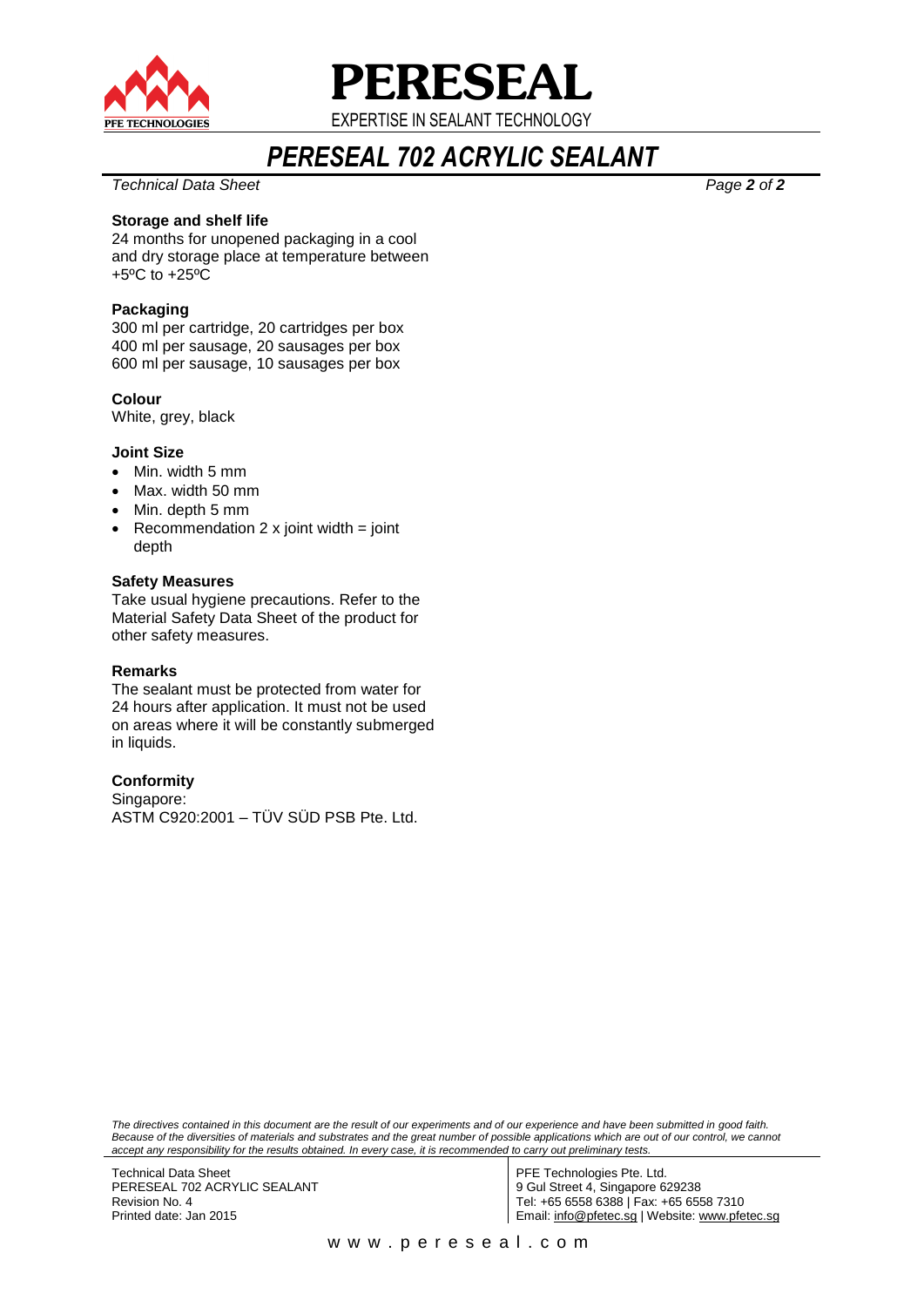# PERESEAL 702 ACRYLIC SEALANT

*Technical Data Sheet*

**Storage and shelf life**

24 months for unopened packaging in a cool and dry storage place at temperature between +5ºC to +25ºC

**Packaging**

300 ml per cartridge, 20 cartridges per box
400 ml per sausage, 20 sausages per box
600 ml per sausage, 10 sausages per box

**Colour**

White, grey, black

**Joint Size**

- Min. width 5 mm
- Max. width 50 mm
- Min. depth 5 mm
- Recommendation 2 x joint width = joint depth

**Safety Measures**

Take usual hygiene precautions. Refer to the Material Safety Data Sheet of the product for other safety measures.

**Remarks**

The sealant must be protected from water for 24 hours after application. It must not be used on areas where it will be constantly submerged in liquids.

**Conformity**

Singapore:
ASTM C920:2001 – TÜV SÜD PSB Pte. Ltd.

*The directives contained in this document are the result of our experiments and of our experience and have been submitted in good faith. Because of the diversities of materials and substrates and the great number of possible applications which are out of our control, we cannot accept any responsibility for the results obtained. In every case, it is recommended to carry out preliminary tests.*

Technical Data Sheet
PERESEAL 702 ACRYLIC SEALANT
Revision No. 4
Printed date: Jan 2015

PFE Technologies Pte. Ltd.
9 Gul Street 4, Singapore 629238
Tel: +65 6558 6388 | Fax: +65 6558 7310
Email: info@pfetec.sg | Website: www.pfetec.sg